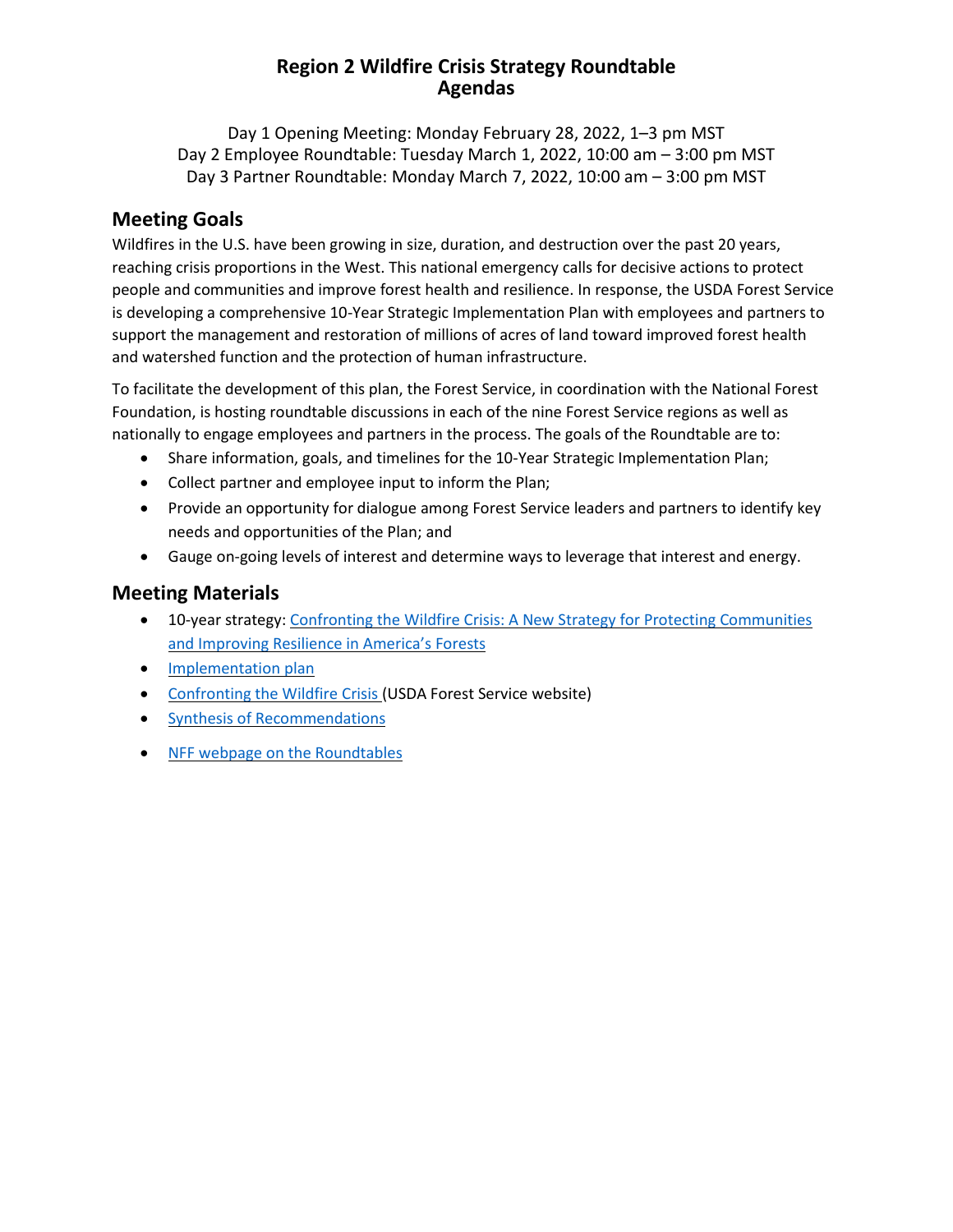# Region 2 Wildfire Crisis Strategy Roundtable Agendas

Day 1 Opening Meeting: Monday February 28, 2022, 1–3 pm MST
Day 2 Employee Roundtable: Tuesday March 1, 2022, 10:00 am – 3:00 pm MST
Day 3 Partner Roundtable: Monday March 7, 2022, 10:00 am – 3:00 pm MST

## Meeting Goals

Wildfires in the U.S. have been growing in size, duration, and destruction over the past 20 years, reaching crisis proportions in the West. This national emergency calls for decisive actions to protect people and communities and improve forest health and resilience. In response, the USDA Forest Service is developing a comprehensive 10-Year Strategic Implementation Plan with employees and partners to support the management and restoration of millions of acres of land toward improved forest health and watershed function and the protection of human infrastructure.

To facilitate the development of this plan, the Forest Service, in coordination with the National Forest Foundation, is hosting roundtable discussions in each of the nine Forest Service regions as well as nationally to engage employees and partners in the process. The goals of the Roundtable are to:

- Share information, goals, and timelines for the 10-Year Strategic Implementation Plan;
- Collect partner and employee input to inform the Plan;
- Provide an opportunity for dialogue among Forest Service leaders and partners to identify key needs and opportunities of the Plan; and
- Gauge on-going levels of interest and determine ways to leverage that interest and energy.

## Meeting Materials

- 10-year strategy: Confronting the Wildfire Crisis: A New Strategy for Protecting Communities and Improving Resilience in America's Forests
- Implementation plan
- Confronting the Wildfire Crisis (USDA Forest Service website)
- Synthesis of Recommendations
- NFF webpage on the Roundtables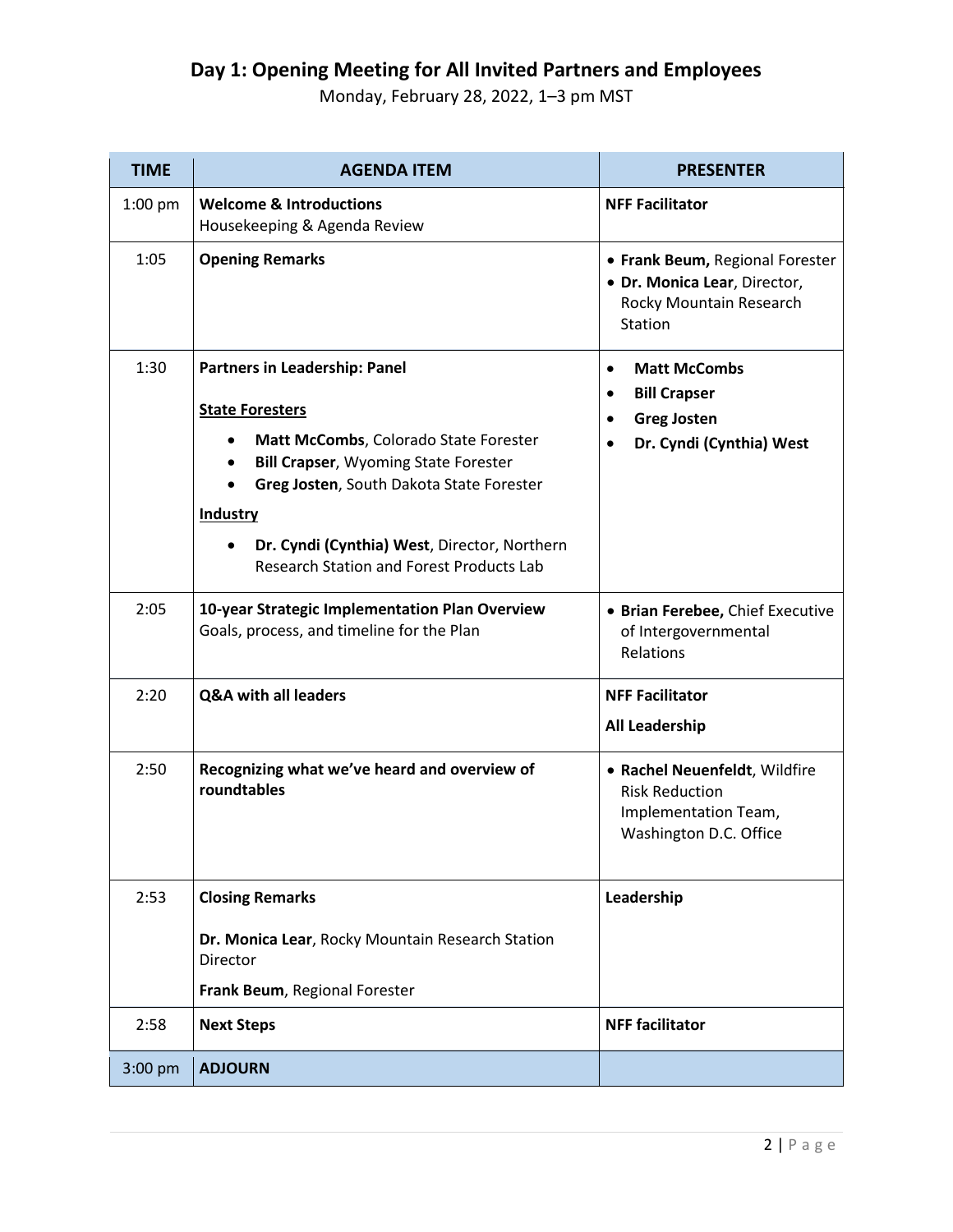# Day 1: Opening Meeting for All Invited Partners and Employees

Monday, February 28, 2022, 1–3 pm MST

| TIME | AGENDA ITEM | PRESENTER |
| --- | --- | --- |
| 1:00 pm | **Welcome & Introductions**<br>Housekeeping & Agenda Review | **NFF Facilitator** |
| 1:05 | **Opening Remarks** | • **Frank Beum,** Regional Forester<br>• **Dr. Monica Lear**, Director, Rocky Mountain Research Station |
| 1:30 | **Partners in Leadership: Panel**<br><br>**State Foresters**<br>• **Matt McCombs**, Colorado State Forester<br>• **Bill Crapser**, Wyoming State Forester<br>• **Greg Josten**, South Dakota State Forester<br><br>**Industry**<br>• **Dr. Cyndi (Cynthia) West**, Director, Northern Research Station and Forest Products Lab | • **Matt McCombs**<br>• **Bill Crapser**<br>• **Greg Josten**<br>• **Dr. Cyndi (Cynthia) West** |
| 2:05 | **10-year Strategic Implementation Plan Overview**<br>Goals, process, and timeline for the Plan | • **Brian Ferebee,** Chief Executive of Intergovernmental Relations |
| 2:20 | **Q&A with all leaders** | **NFF Facilitator**<br>**All Leadership** |
| 2:50 | **Recognizing what we've heard and overview of roundtables** | • **Rachel Neuenfeldt**, Wildfire Risk Reduction Implementation Team, Washington D.C. Office |
| 2:53 | **Closing Remarks**<br><br>**Dr. Monica Lear**, Rocky Mountain Research Station Director<br>**Frank Beum**, Regional Forester | **Leadership** |
| 2:58 | **Next Steps** | **NFF facilitator** |
| 3:00 pm | **ADJOURN** | |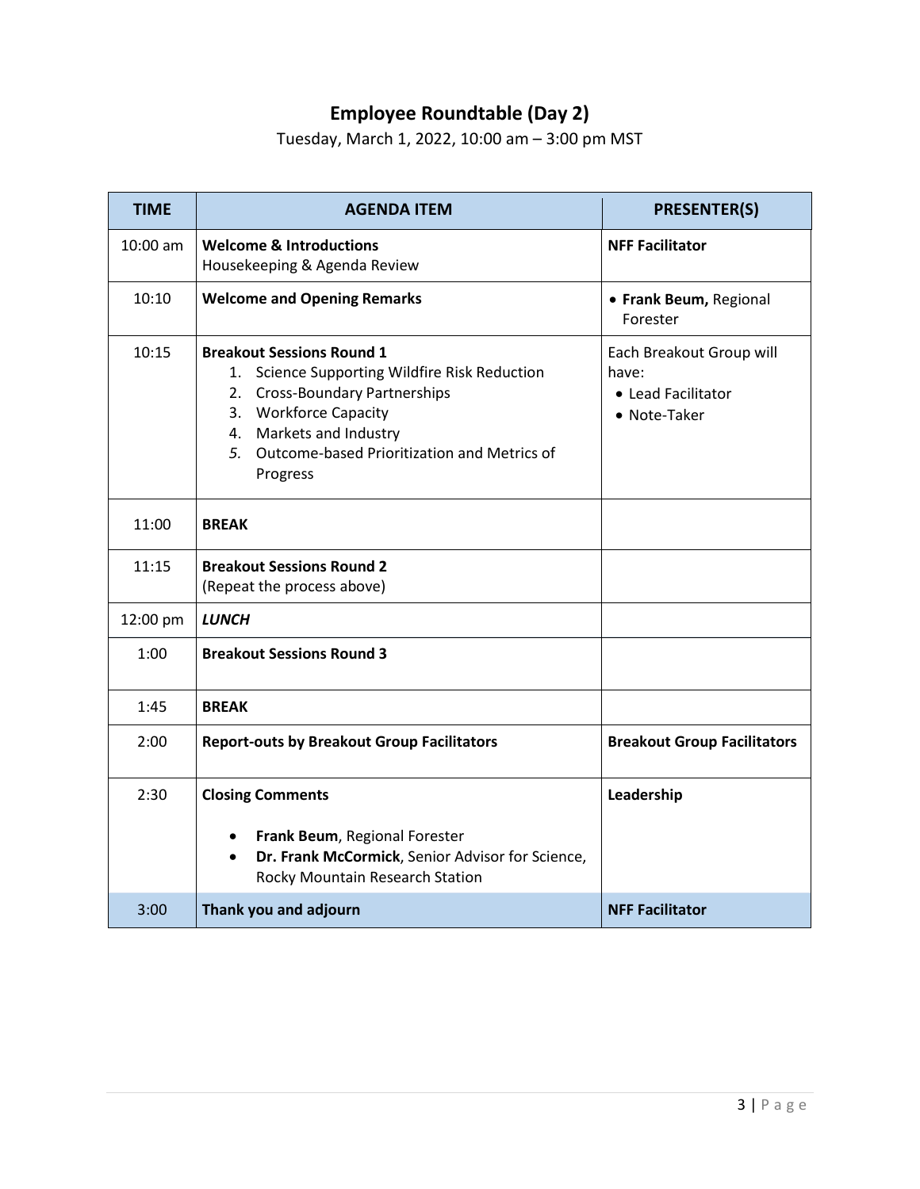# Employee Roundtable (Day 2)

Tuesday, March 1, 2022, 10:00 am – 3:00 pm MST

| TIME | AGENDA ITEM | PRESENTER(S) |
|---|---|---|
| 10:00 am | **Welcome & Introductions**<br>Housekeeping & Agenda Review | **NFF Facilitator** |
| 10:10 | **Welcome and Opening Remarks** | • **Frank Beum,** Regional Forester |
| 10:15 | **Breakout Sessions Round 1**<br>1. Science Supporting Wildfire Risk Reduction<br>2. Cross-Boundary Partnerships<br>3. Workforce Capacity<br>4. Markets and Industry<br>5. Outcome-based Prioritization and Metrics of Progress | Each Breakout Group will have:<br>• Lead Facilitator<br>• Note-Taker |
| 11:00 | **BREAK** | |
| 11:15 | **Breakout Sessions Round 2**<br>(Repeat the process above) | |
| 12:00 pm | ***LUNCH*** | |
| 1:00 | **Breakout Sessions Round 3** | |
| 1:45 | **BREAK** | |
| 2:00 | **Report-outs by Breakout Group Facilitators** | **Breakout Group Facilitators** |
| 2:30 | **Closing Comments**<br>• **Frank Beum**, Regional Forester<br>• **Dr. Frank McCormick**, Senior Advisor for Science, Rocky Mountain Research Station | **Leadership** |
| 3:00 | **Thank you and adjourn** | **NFF Facilitator** |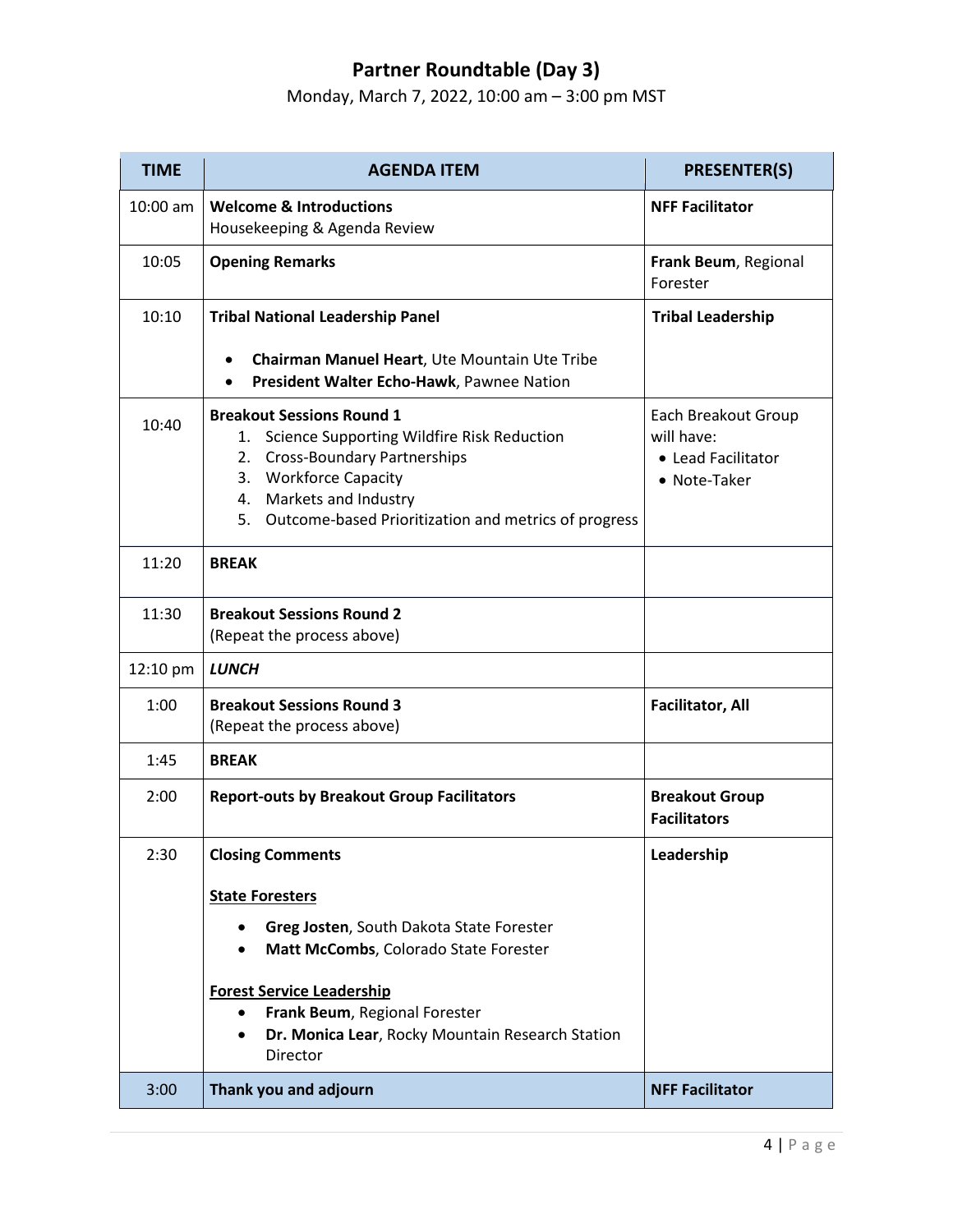# Partner Roundtable (Day 3)

Monday, March 7, 2022, 10:00 am – 3:00 pm MST

| TIME | AGENDA ITEM | PRESENTER(S) |
|---|---|---|
| 10:00 am | **Welcome & Introductions**<br>Housekeeping & Agenda Review | **NFF Facilitator** |
| 10:05 | **Opening Remarks** | **Frank Beum**, Regional Forester |
| 10:10 | **Tribal National Leadership Panel**<br>• **Chairman Manuel Heart**, Ute Mountain Ute Tribe<br>• **President Walter Echo-Hawk**, Pawnee Nation | **Tribal Leadership** |
| 10:40 | **Breakout Sessions Round 1**<br>1. Science Supporting Wildfire Risk Reduction<br>2. Cross-Boundary Partnerships<br>3. Workforce Capacity<br>4. Markets and Industry<br>5. Outcome-based Prioritization and metrics of progress | Each Breakout Group will have:<br>• Lead Facilitator<br>• Note-Taker |
| 11:20 | **BREAK** | |
| 11:30 | **Breakout Sessions Round 2**<br>(Repeat the process above) | |
| 12:10 pm | ***LUNCH*** | |
| 1:00 | **Breakout Sessions Round 3**<br>(Repeat the process above) | **Facilitator, All** |
| 1:45 | **BREAK** | |
| 2:00 | **Report-outs by Breakout Group Facilitators** | **Breakout Group Facilitators** |
| 2:30 | **Closing Comments**<br>**State Foresters**<br>• **Greg Josten**, South Dakota State Forester<br>• **Matt McCombs**, Colorado State Forester<br>**Forest Service Leadership**<br>• **Frank Beum**, Regional Forester<br>• **Dr. Monica Lear**, Rocky Mountain Research Station Director | **Leadership** |
| 3:00 | **Thank you and adjourn** | **NFF Facilitator** |